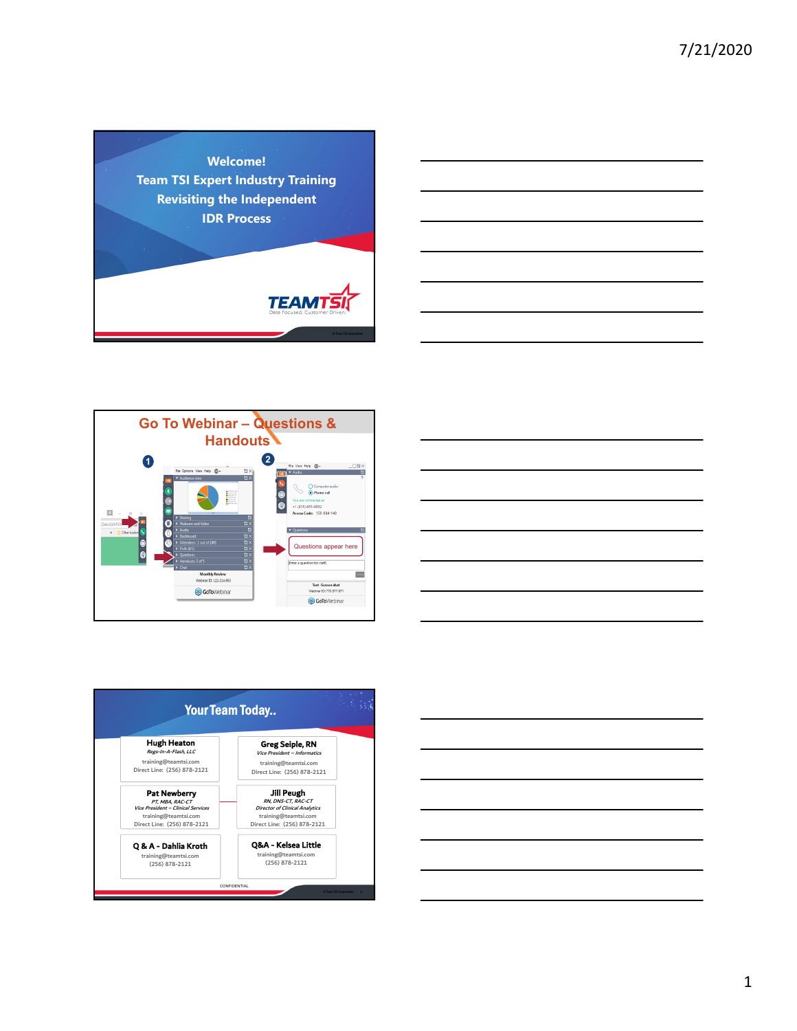# Welcome!
## Team TSI Expert Industry Training
## Revisiting the Independent IDR Process

TEAMTSI
Data Focused. Customer Driven.

---

## Go To Webinar – Questions & Handouts

1

2

Questions appear here

---

## Your Team Today..

**Hugh Heaton**
*Regs-In-A-Flash, LLC*
training@teamtsi.com
Direct Line: (256) 878-2121

**Greg Seiple, RN**
*Vice President – Informatics*
training@teamtsi.com
Direct Line: (256) 878-2121

**Pat Newberry**
*PT, MBA, RAC-CT*
*Vice President – Clinical Services*
training@teamtsi.com
Direct Line: (256) 878-2121

**Jill Peugh**
*RN, DNS-CT, RAC-CT*
*Director of Clinical Analytics*
training@teamtsi.com
Direct Line: (256) 878-2121

**Q & A - Dahlia Kroth**
training@teamtsi.com
(256) 878-2121

**Q&A - Kelsea Little**
training@teamtsi.com
(256) 878-2121

CONFIDENTIAL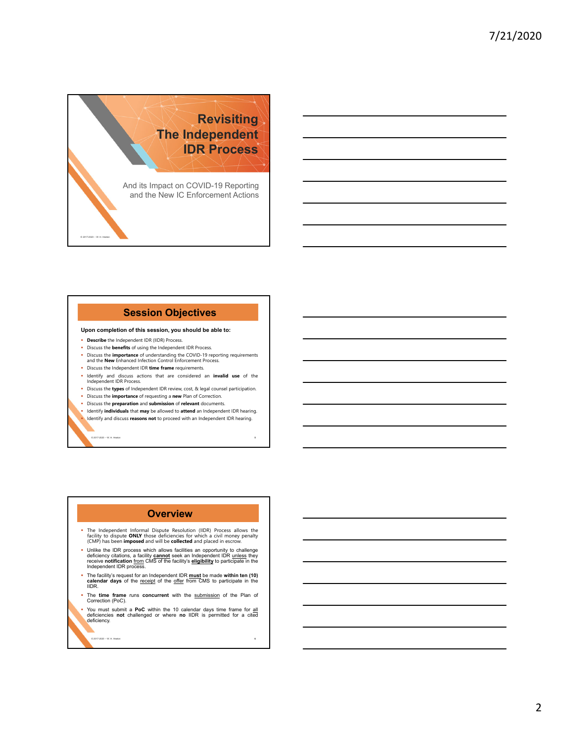# Revisiting The Independent IDR Process

And its Impact on COVID-19 Reporting and the New IC Enforcement Actions

© 2017-2020 – W. H. Heaton

## Session Objectives

**Upon completion of this session, you should be able to:**

- **Describe** the Independent IDR (IIDR) Process.
- Discuss the **benefits** of using the Independent IDR Process.
- Discuss the **importance** of understanding the COVID-19 reporting requirements and the **New** Enhanced Infection Control Enforcement Process.
- Discuss the Independent IDR **time frame** requirements.
- Identify and discuss actions that are considered an **invalid use** of the Independent IDR Process.
- Discuss the **types** of Independent IDR review, cost, & legal counsel participation.
- Discuss the **importance** of requesting a **new** Plan of Correction.
- Discuss the **preparation** and **submission** of **relevant** documents.
- Identify **individuals** that **may** be allowed to **attend** an Independent IDR hearing.
- Identify and discuss **reasons not** to proceed with an Independent IDR hearing.

© 2017-2020 – W. H. Heaton

## Overview

- The Independent Informal Dispute Resolution (IIDR) Process allows the facility to dispute **ONLY** those deficiencies for which a civil money penalty (CMP) has been **imposed** and will be **collected** and placed in escrow.
- Unlike the IDR process which allows facilities an opportunity to challenge deficiency citations, a facility **cannot** seek an Independent IDR unless they receive **notification** from CMS of the facility's **eligibility** to participate in the Independent IDR process.
- The facility's request for an Independent IDR **must** be made **within ten (10) calendar days** of the receipt of the offer from CMS to participate in the IIDR.
- The **time frame** runs **concurrent** with the submission of the Plan of Correction (PoC).
- You must submit a **PoC** within the 10 calendar days time frame for all deficiencies **not** challenged or where **no** IIDR is permitted for a cited deficiency.

© 2017-2020 – W. H. Heaton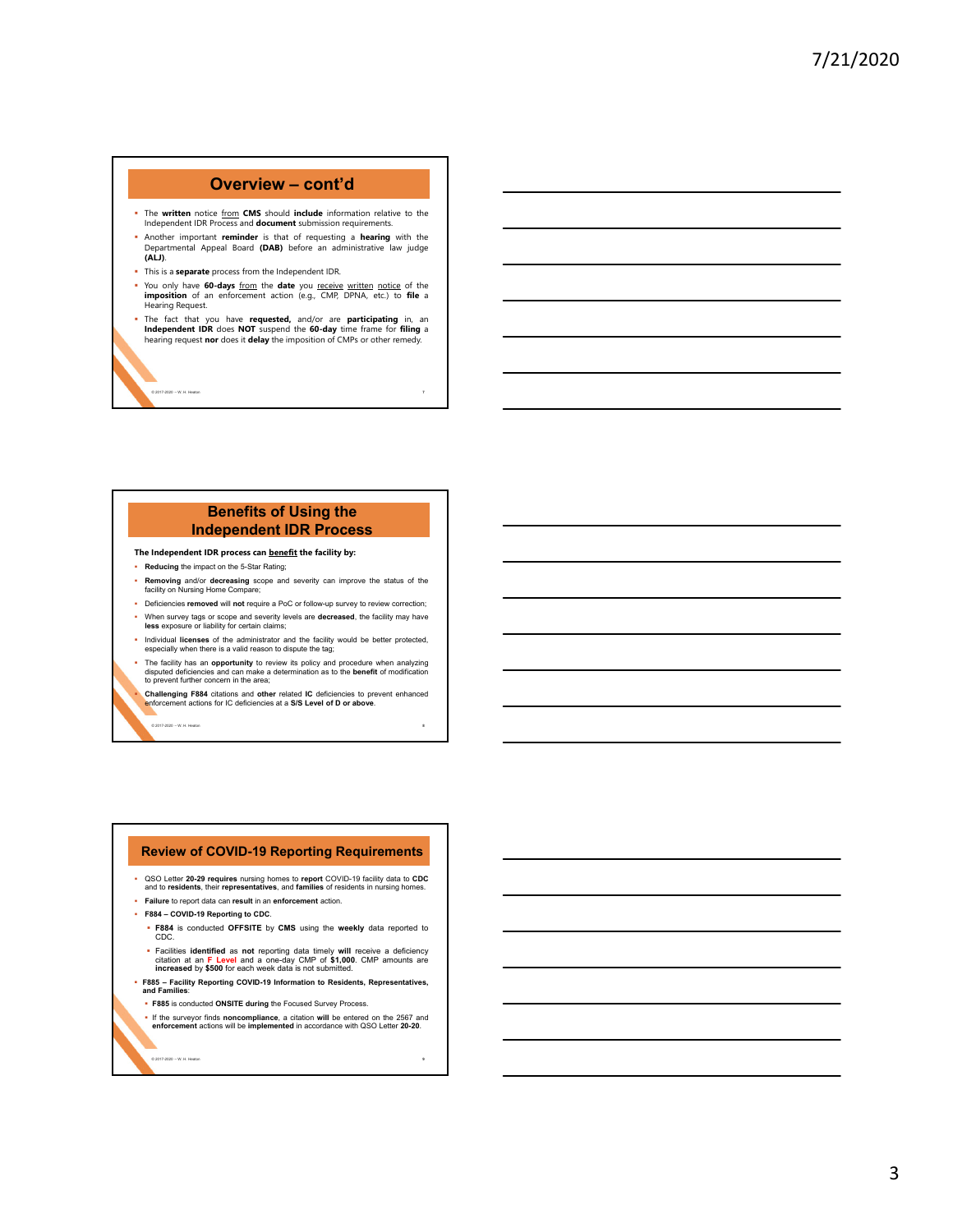## Overview – cont'd

- The **written** notice from **CMS** should **include** information relative to the Independent IDR Process and **document** submission requirements.
- Another important **reminder** is that of requesting a **hearing** with the Departmental Appeal Board **(DAB)** before an administrative law judge **(ALJ)**.
- This is a **separate** process from the Independent IDR.
- You only have **60-days** from the **date** you receive written notice of the **imposition** of an enforcement action (e.g., CMP, DPNA, etc.) to **file** a Hearing Request.
- The fact that you have **requested,** and/or are **participating** in, an **Independent IDR** does **NOT** suspend the **60-day** time frame for **filing** a hearing request **nor** does it **delay** the imposition of CMPs or other remedy.

© 2017-2020 – W. H. Heaton

## Benefits of Using the Independent IDR Process

**The Independent IDR process can benefit the facility by:**

- **Reducing** the impact on the 5-Star Rating;
- **Removing** and/or **decreasing** scope and severity can improve the status of the facility on Nursing Home Compare;
- Deficiencies **removed** will **not** require a PoC or follow-up survey to review correction;
- When survey tags or scope and severity levels are **decreased**, the facility may have **less** exposure or liability for certain claims;
- Individual **licenses** of the administrator and the facility would be better protected, especially when there is a valid reason to dispute the tag;
- The facility has an **opportunity** to review its policy and procedure when analyzing disputed deficiencies and can make a determination as to the **benefit** of modification to prevent further concern in the area;
- **Challenging F884** citations and **other** related **IC** deficiencies to prevent enhanced enforcement actions for IC deficiencies at a **S/S Level of D or above**.

© 2017-2020 – W. H. Heaton

## Review of COVID-19 Reporting Requirements

- QSO Letter **20-29 requires** nursing homes to **report** COVID-19 facility data to **CDC** and to **residents**, their **representatives**, and **families** of residents in nursing homes.
- **Failure** to report data can **result** in an **enforcement** action.
- **F884 – COVID-19 Reporting to CDC**.
  - **F884** is conducted **OFFSITE** by **CMS** using the **weekly** data reported to CDC.
  - Facilities **identified** as **not** reporting data timely **will** receive a deficiency citation at an **F Level** and a one-day CMP of **$1,000**. CMP amounts are **increased** by **$500** for each week data is not submitted.
- **F885 – Facility Reporting COVID-19 Information to Residents, Representatives, and Families**:
  - **F885** is conducted **ONSITE during** the Focused Survey Process.
  - If the surveyor finds **noncompliance**, a citation **will** be entered on the 2567 and **enforcement** actions will be **implemented** in accordance with QSO Letter **20-20**.

© 2017-2020 – W. H. Heaton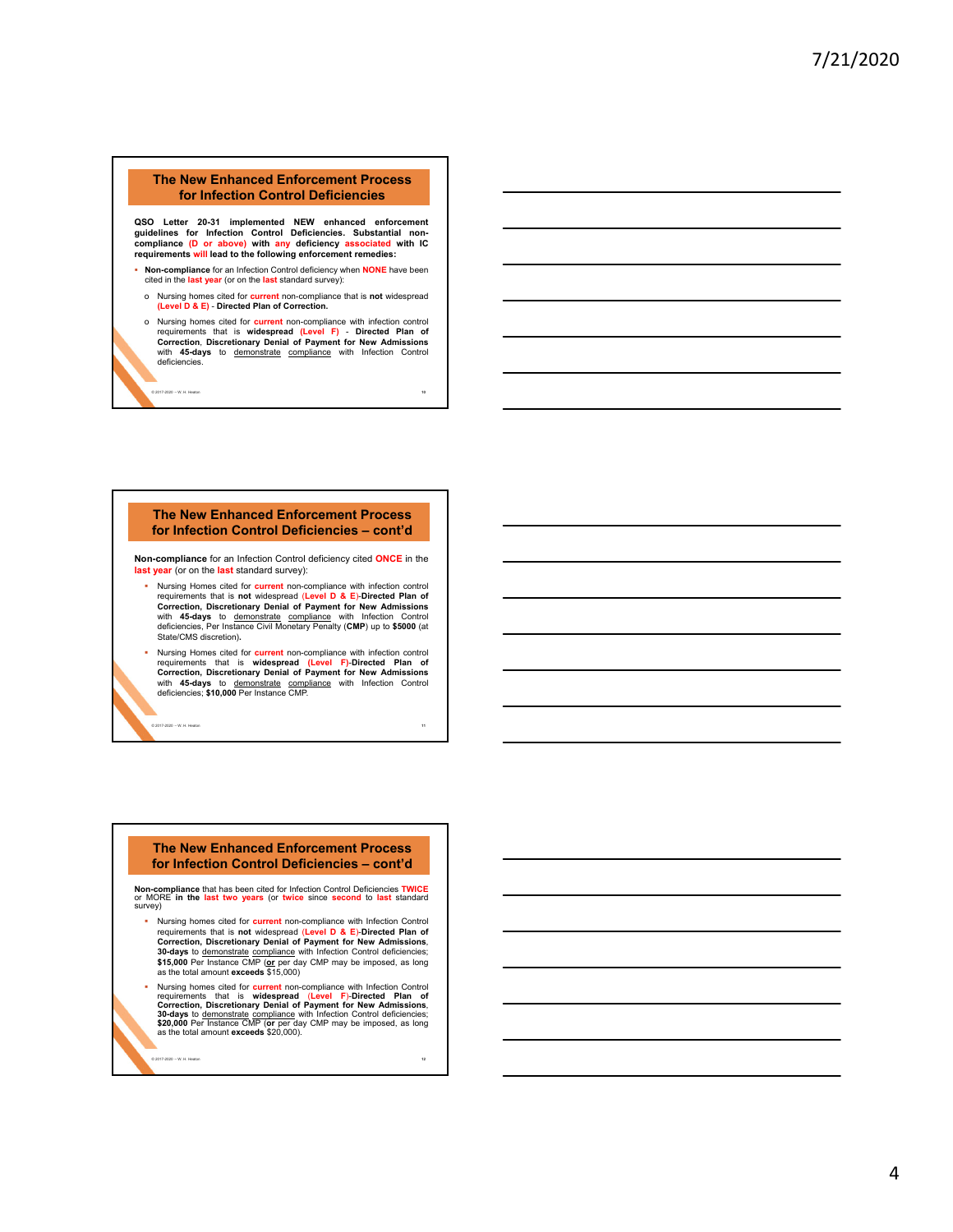## The New Enhanced Enforcement Process for Infection Control Deficiencies

**QSO Letter 20-31 implemented NEW enhanced enforcement guidelines for Infection Control Deficiencies. Substantial non-compliance (D or above) with any deficiency associated with IC requirements will lead to the following enforcement remedies:**

- **Non-compliance** for an Infection Control deficiency when **NONE** have been cited in the **last year** (or on the **last** standard survey):
  - Nursing homes cited for **current** non-compliance that is **not** widespread **(Level D & E)** - **Directed Plan of Correction.**
  - Nursing homes cited for **current** non-compliance with infection control requirements that is **widespread (Level F)** - **Directed Plan of Correction, Discretionary Denial of Payment for New Admissions** with **45-days** to demonstrate compliance with Infection Control deficiencies.

## The New Enhanced Enforcement Process for Infection Control Deficiencies – cont'd

**Non-compliance** for an Infection Control deficiency cited **ONCE** in the **last year** (or on the **last** standard survey):

- Nursing Homes cited for **current** non-compliance with infection control requirements that is **not** widespread (**Level D & E**)-**Directed Plan of Correction, Discretionary Denial of Payment for New Admissions** with **45-days** to demonstrate compliance with Infection Control deficiencies, Per Instance Civil Monetary Penalty (**CMP**) up to **$5000** (at State/CMS discretion)**.**
- Nursing Homes cited for **current** non-compliance with infection control requirements that is **widespread (Level F)**-**Directed Plan of Correction, Discretionary Denial of Payment for New Admissions** with **45-days** to demonstrate compliance with Infection Control deficiencies; **$10,000** Per Instance CMP.

## The New Enhanced Enforcement Process for Infection Control Deficiencies – cont'd

**Non-compliance** that has been cited for Infection Control Deficiencies **TWICE** or MORE **in the last two years** (or **twice** since **second** to **last** standard survey)

- Nursing homes cited for **current** non-compliance with Infection Control requirements that is **not** widespread (**Level D & E**)-**Directed Plan of Correction, Discretionary Denial of Payment for New Admissions**, **30-days** to demonstrate compliance with Infection Control deficiencies; **$15,000** Per Instance CMP (**or** per day CMP may be imposed, as long as the total amount **exceeds** $15,000)
- Nursing homes cited for **current** non-compliance with Infection Control requirements that is **widespread** (**Level F**)-**Directed Plan of Correction, Discretionary Denial of Payment for New Admissions**, **30-days** to demonstrate compliance with Infection Control deficiencies; **$20,000** Per Instance CMP (**or** per day CMP may be imposed, as long as the total amount **exceeds** $20,000).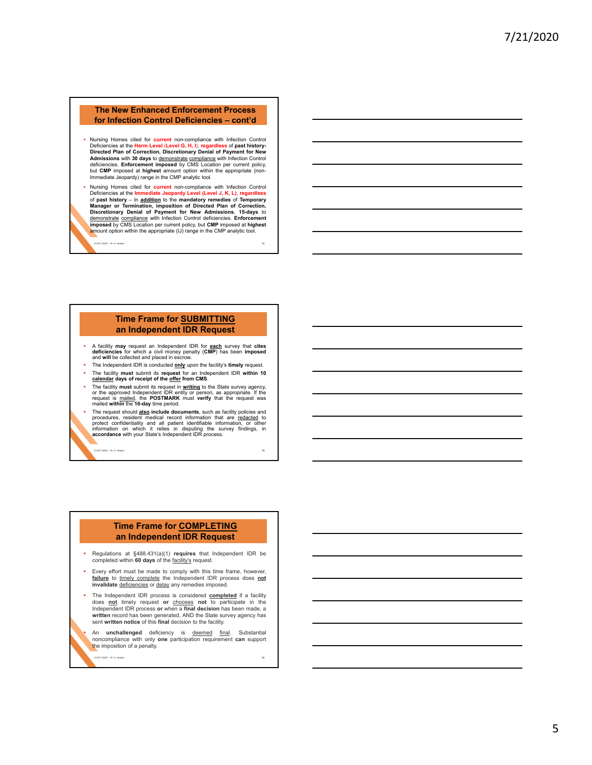## The New Enhanced Enforcement Process for Infection Control Deficiencies – cont'd

- Nursing Homes cited for **current** non-compliance with Infection Control Deficiencies at the **Harm Level (Level G, H, I)**, **regardless** of **past history- Directed Plan of Correction, Discretionary Denial of Payment for New Admissions** with **30 days** to demonstrate compliance with Infection Control deficiencies. **Enforcement imposed** by CMS Location per current policy, but **CMP** imposed at **highest** amount option within the appropriate (non-Immediate Jeopardy) range in the CMP analytic tool.
- Nursing Homes cited for **current** non-compliance with Infection Control Deficiencies at the **Immediate Jeopardy Level (Level J, K, L)**, **regardless** of **past history** – In **addition** to the **mandatory remedies** of **Temporary Manager or Termination, imposition of Directed Plan of Correction, Discretionary Denial of Payment for New Admissions**, **15-days** to demonstrate compliance with Infection Control deficiencies. **Enforcement imposed** by CMS Location per current policy, but **CMP** imposed at **highest** amount option within the appropriate (IJ) range in the CMP analytic tool.

© 2017-2020 -- W. H. Heaton

## Time Frame for SUBMITTING an Independent IDR Request

- A facility **may** request an Independent IDR for **each** survey that **cites deficiencies** for which a civil money penalty (**CMP**) has been **imposed** and **will** be collected and placed in escrow.
- The Independent IDR is conducted **only** upon the facility's **timely** request.
- The facility **must** submit its **request** for an Independent IDR **within 10 calendar days of receipt of the offer from CMS**.
- The facility **must** submit its request in **writing** to the State survey agency, or the approved Independent IDR entity or person, as appropriate. If the request is mailed, the **POSTMARK** must **verify** that the request was mailed **within** the **10-day** time period.
- The request should **also include documents**, such as facility policies and procedures, resident medical record information that are redacted to protect confidentiality and all patient identifiable information, or other information on which it relies in disputing the survey findings, in **accordance** with your State's Independent IDR process.

© 2017-2020 -- W. H. Heaton

## Time Frame for COMPLETING an Independent IDR Request

- Regulations at §488.431(a)(1) **requires** that Independent IDR be completed within **60 days** of the facility's request.
- Every effort must be made to comply with this time frame, however, **failure** to timely complete the Independent IDR process does **not invalidate** deficiencies or delay any remedies imposed.
- The Independent IDR process is considered **completed** if a facility does **not** timely request **or** chooses **not** to participate in the Independent IDR process **or** when a **final decision** has been made, a **written** record has been generated, AND the State survey agency has sent **written notice** of this **final** decision to the facility.
- An **unchallenged** deficiency is deemed final. Substantial noncompliance with only **one** participation requirement **can** support the imposition of a penalty.

© 2017-2020 -- W. H. Heaton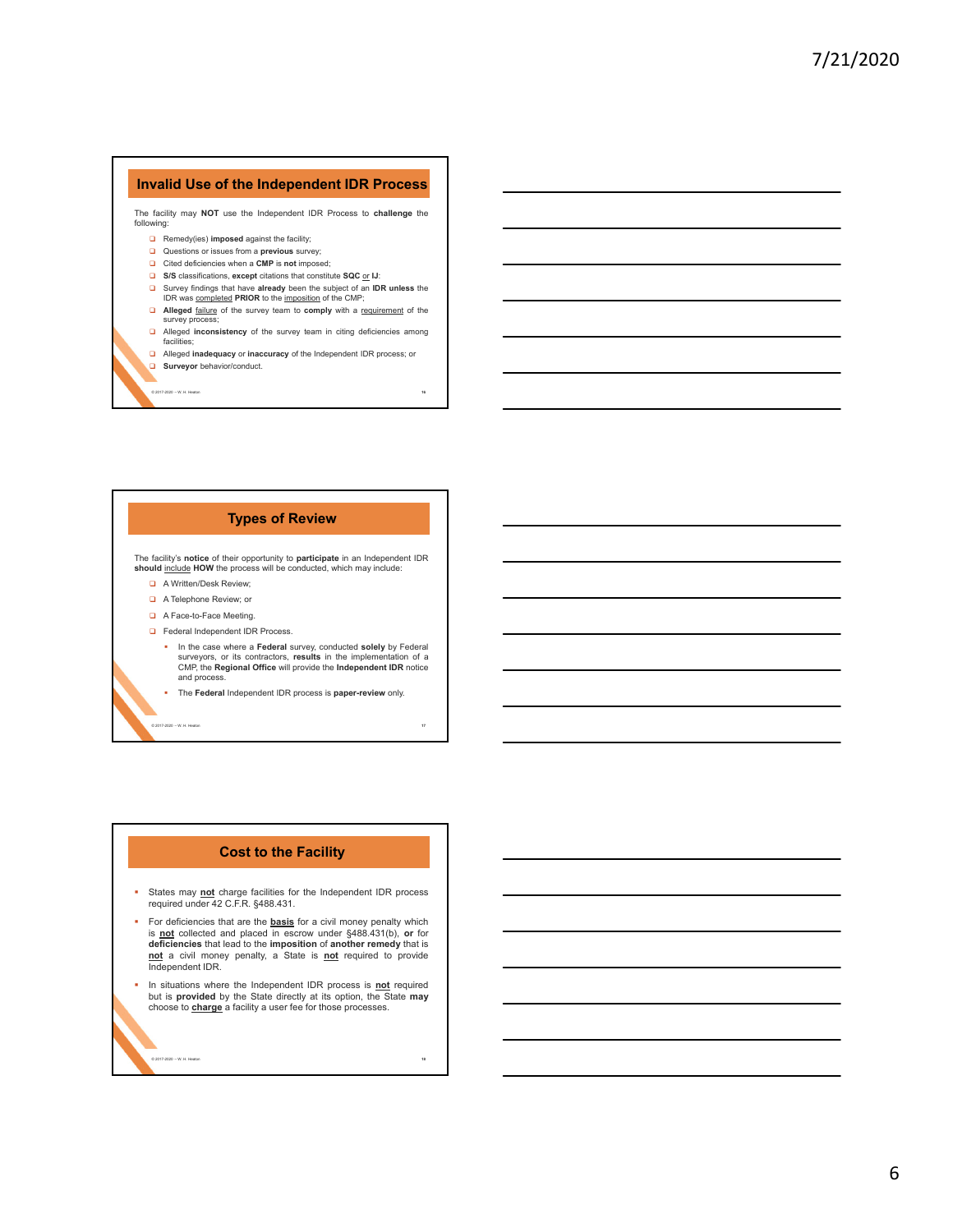## Invalid Use of the Independent IDR Process

The facility may **NOT** use the Independent IDR Process to **challenge** the following:

- Remedy(ies) **imposed** against the facility;
- Questions or issues from a **previous** survey;
- Cited deficiencies when a **CMP** is **not** imposed;
- **S/S** classifications, **except** citations that constitute **SQC** or **IJ**;
- Survey findings that have **already** been the subject of an **IDR unless** the IDR was completed **PRIOR** to the imposition of the CMP;
- **Alleged** failure of the survey team to **comply** with a requirement of the survey process;
- Alleged **inconsistency** of the survey team in citing deficiencies among facilities;
- Alleged **inadequacy** or **inaccuracy** of the Independent IDR process; or
- **Surveyor** behavior/conduct.

© 2017-2020 -- W. H. Heaton

## Types of Review

The facility's **notice** of their opportunity to **participate** in an Independent IDR **should** include **HOW** the process will be conducted, which may include:

- A Written/Desk Review;
- A Telephone Review; or
- A Face-to-Face Meeting.
- Federal Independent IDR Process.
  - In the case where a **Federal** survey, conducted **solely** by Federal surveyors, or its contractors, **results** in the implementation of a CMP, the **Regional Office** will provide the **Independent IDR** notice and process.
  - The **Federal** Independent IDR process is **paper-review** only.

© 2017-2020 -- W. H. Heaton

## Cost to the Facility

- States may **not** charge facilities for the Independent IDR process required under 42 C.F.R. §488.431.
- For deficiencies that are the **basis** for a civil money penalty which is **not** collected and placed in escrow under §488.431(b), **or** for **deficiencies** that lead to the **imposition** of **another remedy** that is **not** a civil money penalty, a State is **not** required to provide Independent IDR.
- In situations where the Independent IDR process is **not** required but is **provided** by the State directly at its option, the State **may** choose to **charge** a facility a user fee for those processes.

© 2017-2020 -- W. H. Heaton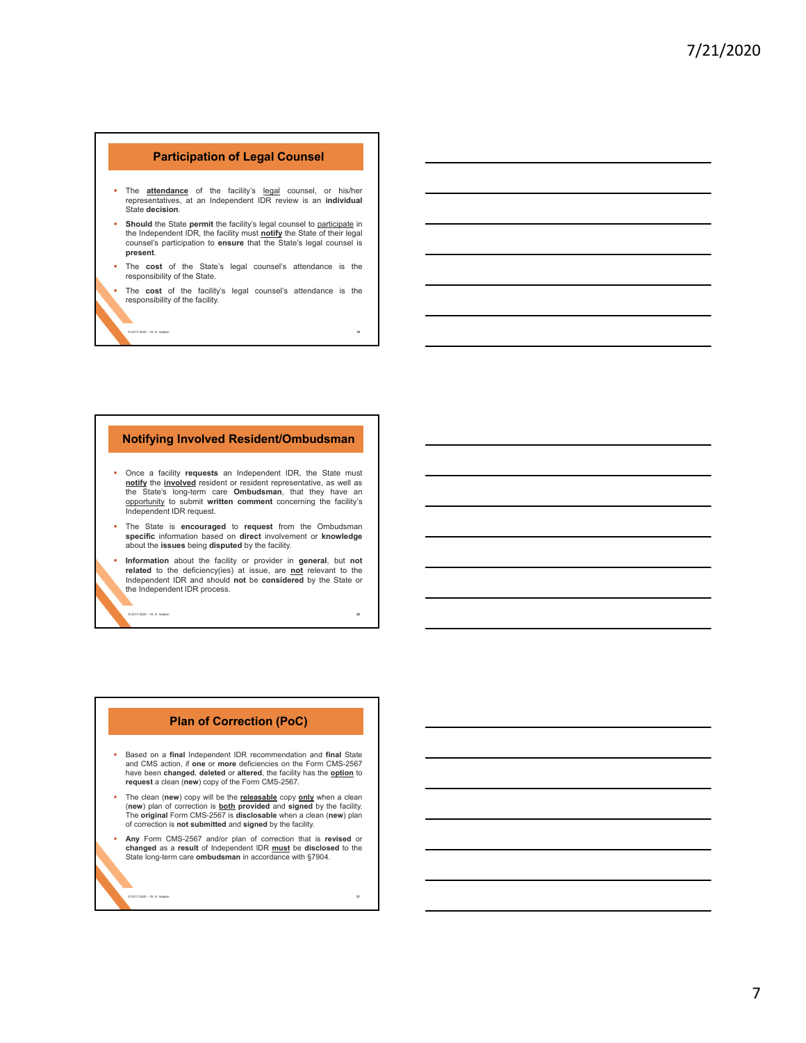## Participation of Legal Counsel

- The **attendance** of the facility's legal counsel, or his/her representatives, at an Independent IDR review is an **individual** State **decision**.
- **Should** the State **permit** the facility's legal counsel to participate in the Independent IDR, the facility must **notify** the State of their legal counsel's participation to **ensure** that the State's legal counsel is **present**.
- The **cost** of the State's legal counsel's attendance is the responsibility of the State.
- The **cost** of the facility's legal counsel's attendance is the responsibility of the facility.

## Notifying Involved Resident/Ombudsman

- Once a facility **requests** an Independent IDR, the State must **notify** the **involved** resident or resident representative, as well as the State's long-term care **Ombudsman**, that they have an opportunity to submit **written comment** concerning the facility's Independent IDR request.
- The State is **encouraged** to **request** from the Ombudsman **specific** information based on **direct** involvement or **knowledge** about the **issues** being **disputed** by the facility.
- **Information** about the facility or provider in **general**, but **not related** to the deficiency(ies) at issue, are **not** relevant to the Independent IDR and should **not** be **considered** by the State or the Independent IDR process.

## Plan of Correction (PoC)

- Based on a **final** Independent IDR recommendation and **final** State and CMS action, if **one** or **more** deficiencies on the Form CMS-2567 have been **changed**, **deleted** or **altered**, the facility has the **option** to **request** a clean (**new**) copy of the Form CMS-2567.
- The clean (**new**) copy will be the **releasable** copy **only** when a clean (**new**) plan of correction is **both provided** and **signed** by the facility. The **original** Form CMS-2567 is **disclosable** when a clean (**new**) plan of correction is **not submitted** and **signed** by the facility.
- **Any** Form CMS-2567 and/or plan of correction that is **revised** or **changed** as a **result** of Independent IDR **must** be **disclosed** to the State long-term care **ombudsman** in accordance with §7904.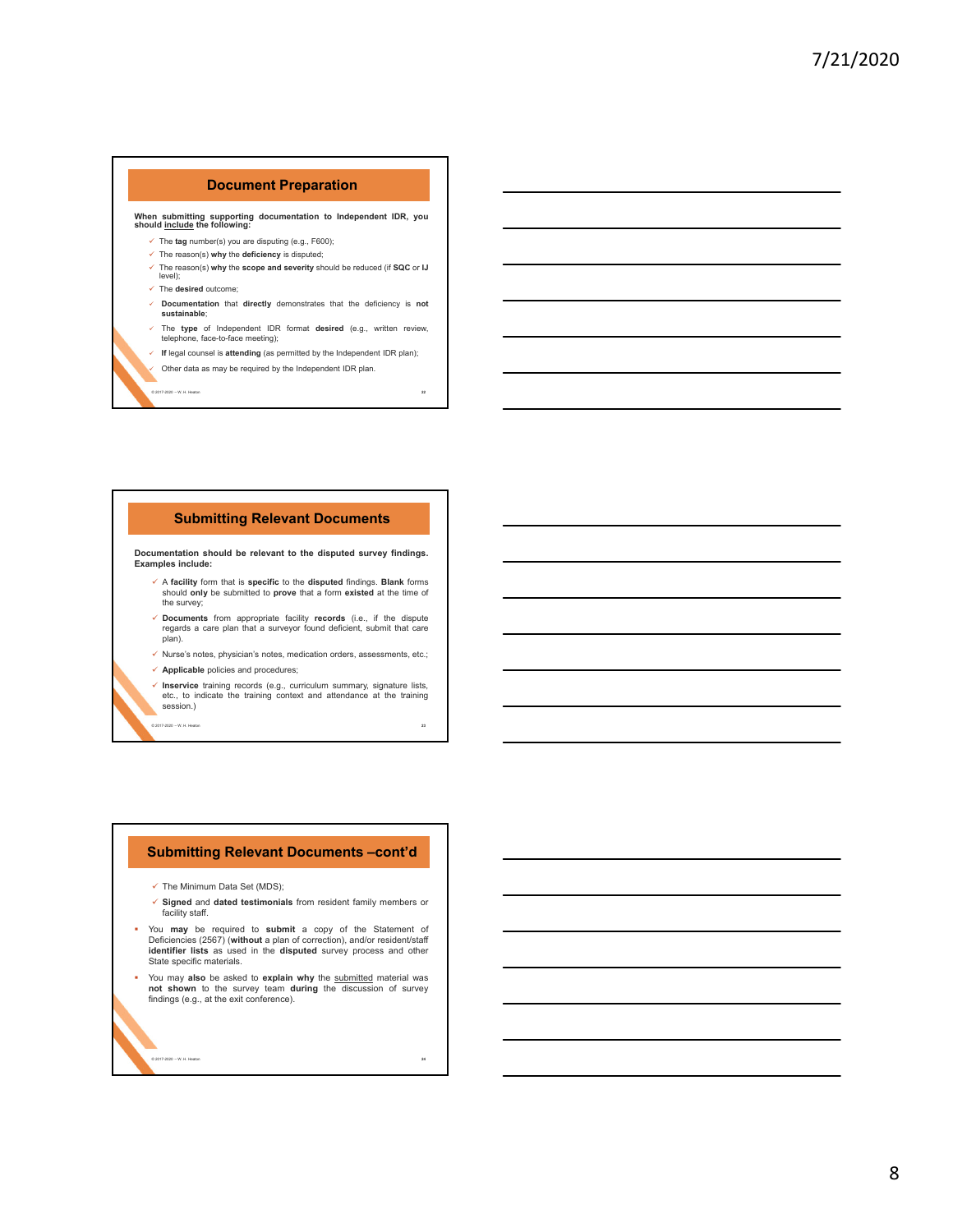## Document Preparation

**When submitting supporting documentation to Independent IDR, you should include the following:**

- The **tag** number(s) you are disputing (e.g., F600);
- The reason(s) **why** the **deficiency** is disputed;
- The reason(s) **why** the **scope and severity** should be reduced (if **SQC** or **IJ** level);
- The **desired** outcome;
- **Documentation** that **directly** demonstrates that the deficiency is **not sustainable**;
- The **type** of Independent IDR format **desired** (e.g., written review, telephone, face-to-face meeting);
- **If** legal counsel is **attending** (as permitted by the Independent IDR plan);
- Other data as may be required by the Independent IDR plan.

© 2017-2020 – W. H. Heaton

## Submitting Relevant Documents

**Documentation should be relevant to the disputed survey findings. Examples include:**

- A **facility** form that is **specific** to the **disputed** findings. **Blank** forms should **only** be submitted to **prove** that a form **existed** at the time of the survey;
- **Documents** from appropriate facility **records** (i.e., if the dispute regards a care plan that a surveyor found deficient, submit that care plan).
- Nurse's notes, physician's notes, medication orders, assessments, etc.;
- **Applicable** policies and procedures;
- **Inservice** training records (e.g., curriculum summary, signature lists, etc., to indicate the training context and attendance at the training session.)

© 2017-2020 – W. H. Heaton

## Submitting Relevant Documents –cont'd

- The Minimum Data Set (MDS);
- **Signed** and **dated testimonials** from resident family members or facility staff.

- You **may** be required to **submit** a copy of the Statement of Deficiencies (2567) (**without** a plan of correction), and/or resident/staff **identifier lists** as used in the **disputed** survey process and other State specific materials.
- You may **also** be asked to **explain why** the submitted material was **not shown** to the survey team **during** the discussion of survey findings (e.g., at the exit conference).

© 2017-2020 – W. H. Heaton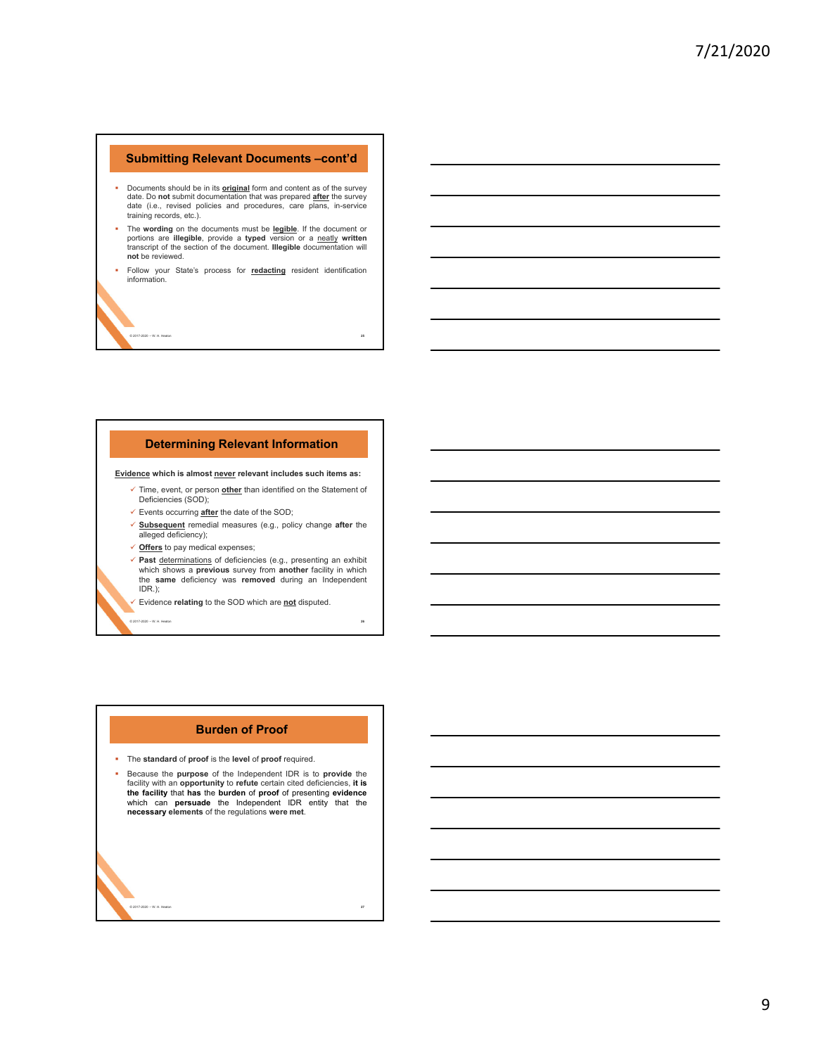## Submitting Relevant Documents –cont'd

- Documents should be in its **original** form and content as of the survey date. Do **not** submit documentation that was prepared **after** the survey date (i.e., revised policies and procedures, care plans, in-service training records, etc.).
- The **wording** on the documents must be **legible**. If the document or portions are **illegible**, provide a **typed** version or a neatly **written** transcript of the section of the document. **Illegible** documentation will **not** be reviewed.
- Follow your State's process for **redacting** resident identification information.

## Determining Relevant Information

**Evidence which is almost never relevant includes such items as:**

- ✓ Time, event, or person **other** than identified on the Statement of Deficiencies (SOD);
- ✓ Events occurring **after** the date of the SOD;
- ✓ **Subsequent** remedial measures (e.g., policy change **after** the alleged deficiency);
- ✓ **Offers** to pay medical expenses;
- ✓ **Past** determinations of deficiencies (e.g., presenting an exhibit which shows a **previous** survey from **another** facility in which the **same** deficiency was **removed** during an Independent IDR.);
- ✓ Evidence **relating** to the SOD which are **not** disputed.

## Burden of Proof

- The **standard** of **proof** is the **level** of **proof** required.
- Because the **purpose** of the Independent IDR is to **provide** the facility with an **opportunity** to **refute** certain cited deficiencies, **it is the facility** that **has** the **burden** of **proof** of presenting **evidence** which can **persuade** the Independent IDR entity that the **necessary elements** of the regulations **were met**.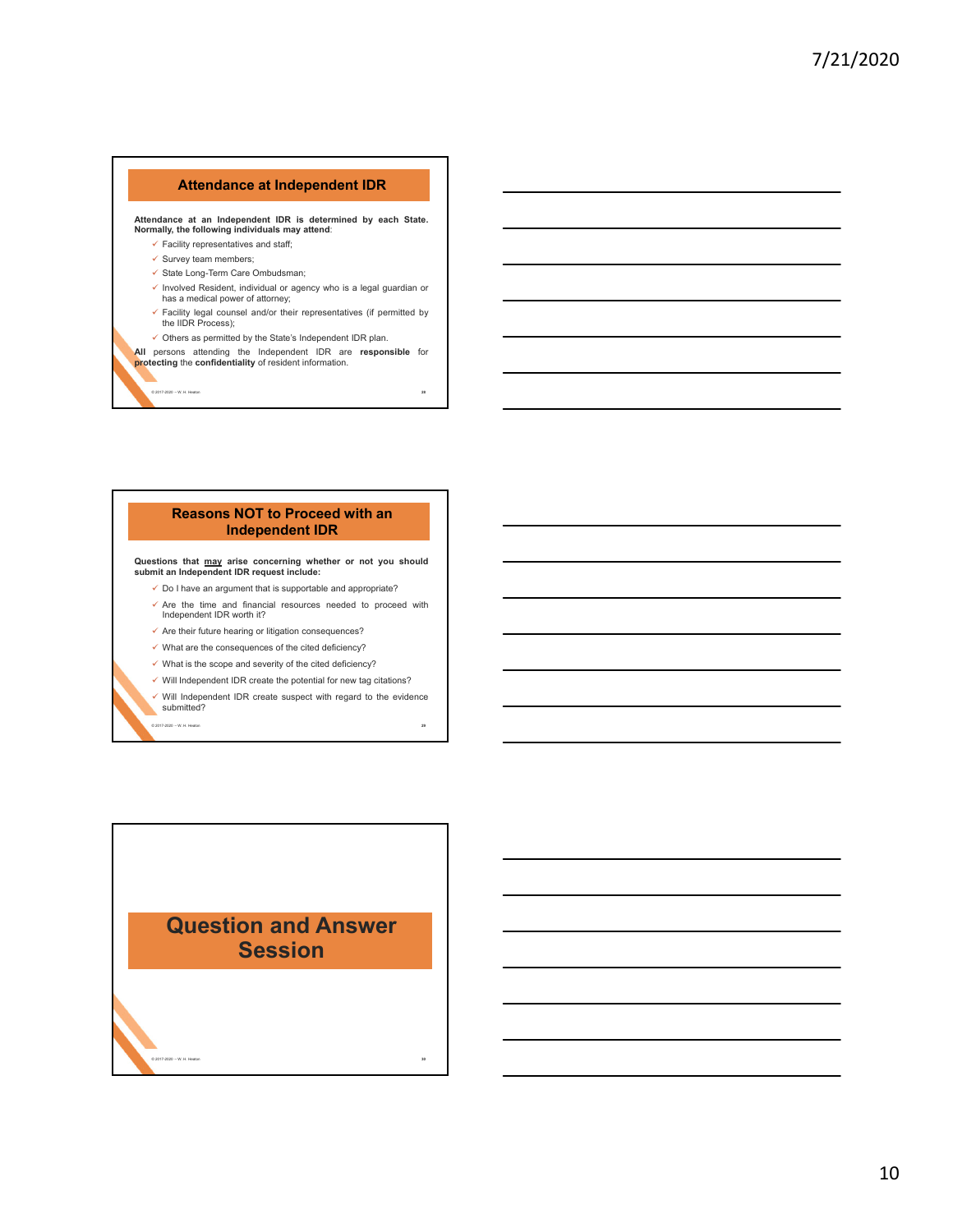## Attendance at Independent IDR

**Attendance at an Independent IDR is determined by each State. Normally, the following individuals may attend**:

- ✓ Facility representatives and staff;
- ✓ Survey team members;
- ✓ State Long-Term Care Ombudsman;
- ✓ Involved Resident, individual or agency who is a legal guardian or has a medical power of attorney;
- ✓ Facility legal counsel and/or their representatives (if permitted by the IIDR Process);
- ✓ Others as permitted by the State's Independent IDR plan.

**All** persons attending the Independent IDR are **responsible** for **protecting** the **confidentiality** of resident information.

## Reasons NOT to Proceed with an Independent IDR

**Questions that <u>may</u> arise concerning whether or not you should submit an Independent IDR request include:**

- ✓ Do I have an argument that is supportable and appropriate?
- ✓ Are the time and financial resources needed to proceed with Independent IDR worth it?
- ✓ Are their future hearing or litigation consequences?
- ✓ What are the consequences of the cited deficiency?
- ✓ What is the scope and severity of the cited deficiency?
- ✓ Will Independent IDR create the potential for new tag citations?
- ✓ Will Independent IDR create suspect with regard to the evidence submitted?

## Question and Answer Session